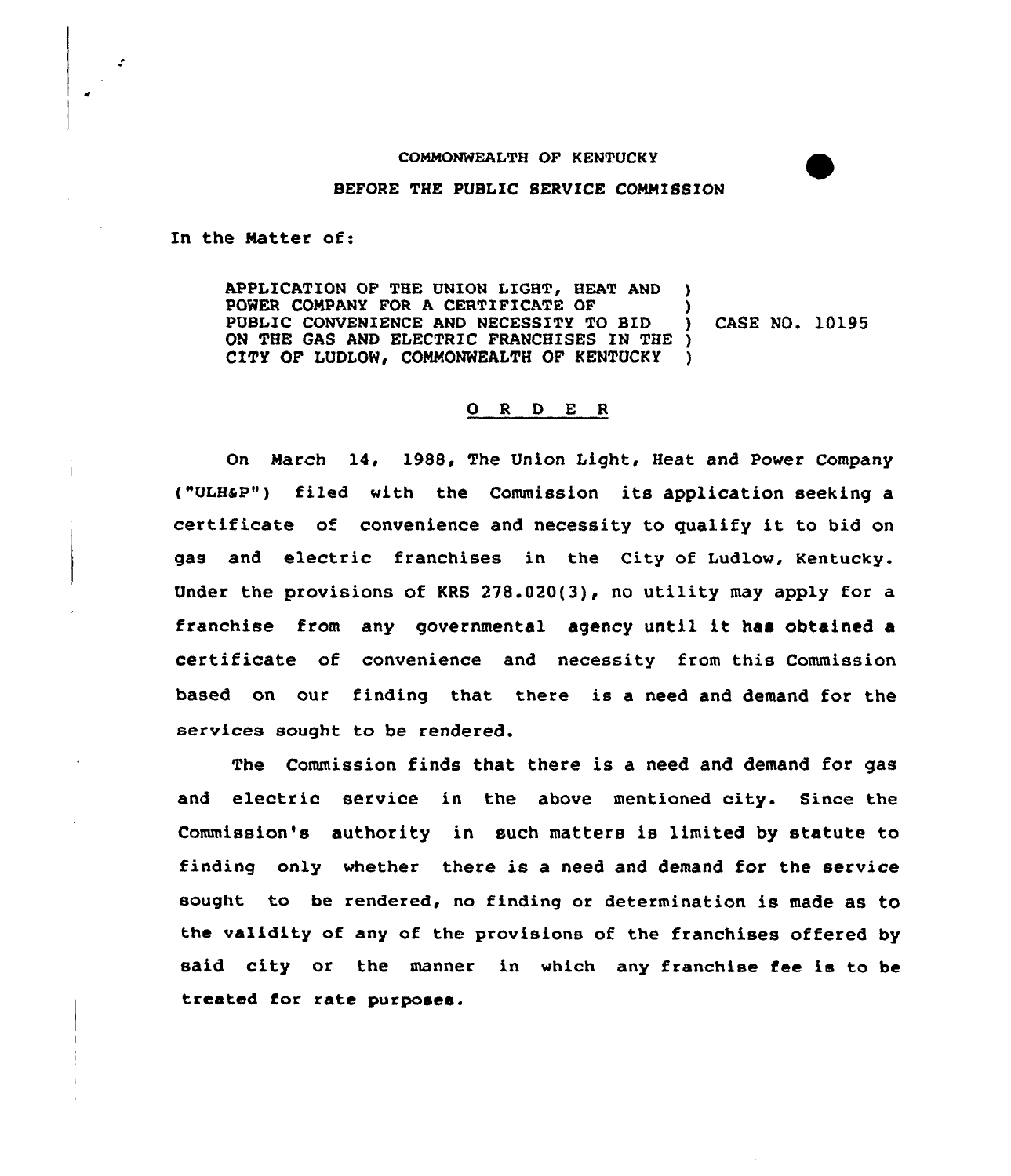COMMONWEALTH OF KENTUCKY

BEFORE THE PUBLIC SERVICE COMMISSION

In the Matter of:

APPLICATION OF THE UNION LIGHT, HEAT AND POWER COMPANY FOR A CERTIFICATE OF PUBLIC CONVENIENCE AND NECESSITY TO BID ON THE GAS AND ELECTRIC FRANCHISES IN THE CITY OF LUDLOW, COMMONWEALTH OF KENTUCKY ) CASE NO. 10195

## O R D E R

On March 14, 1988, The Union Light, Heat and Power Company ("ULH&P") filed with the Commission its application seeking a certificate of convenience and necessity to qualify it to bid on gas and electric franchises in the City of Ludlow, Kentucky. Under the provisions of KRS 278.020(3), no utility may apply for a franchise from any governmental agency until it has obtained a certificate of convenience and necessity from this Commission based on our finding that there is a need and demand for the services sought to be rendered.

The Commission finds that there is a need and demand for gas and electric service in the above mentioned city. Since the Commission's authority in such matters is limited by statute to finding only whether there is a need and demand for the service sought to be rendered, no finding or determination is made as to the validity of any of the provisions of the franchises offered by said city or the manner in which any franchise fee is to be treated for rate purposes.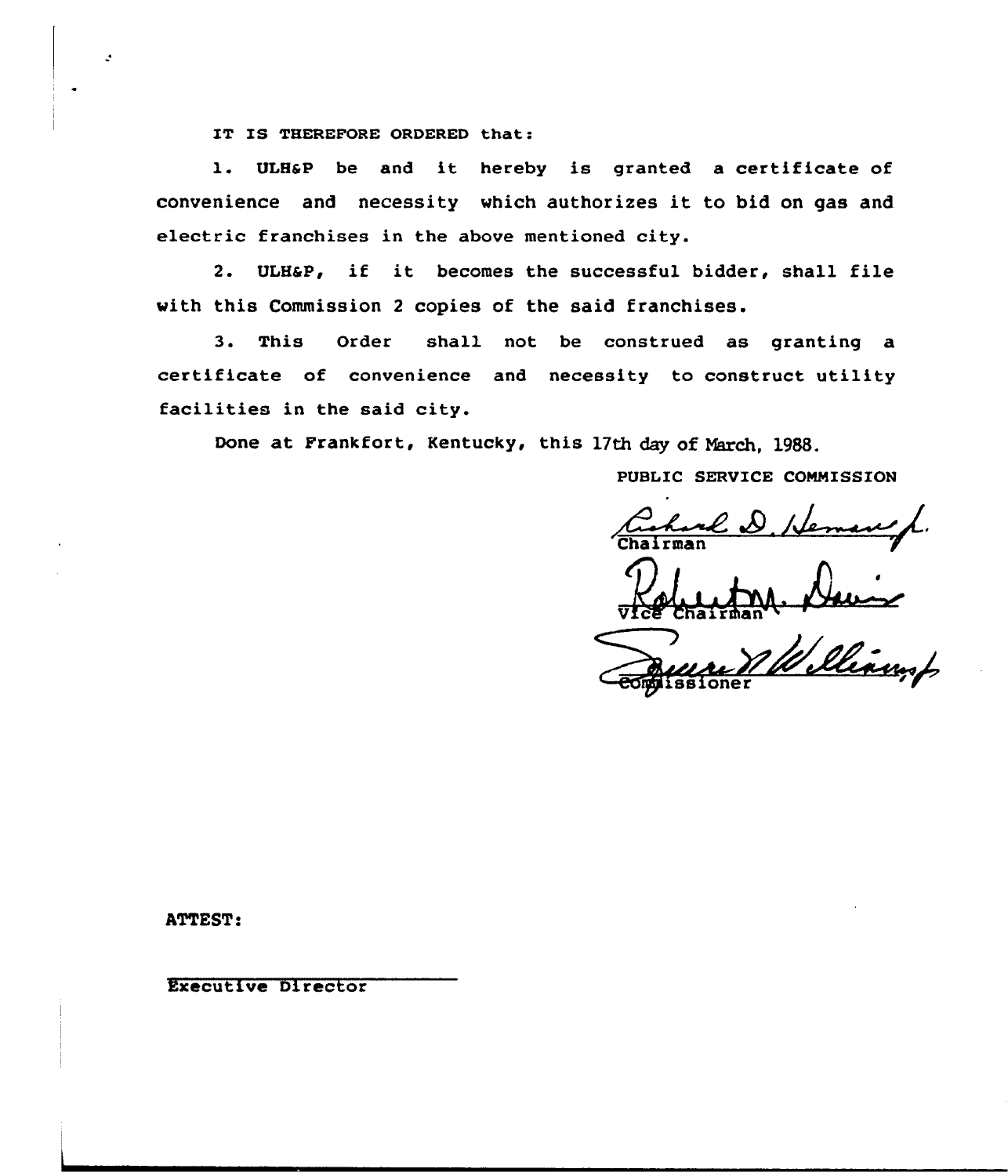IT IS THEREFORE ORDERED that:

1. ULH&P be and it hereby is granted a certificate of convenience and necessity which authorizes it to bid on gas and electric franchises in the above mentioned city.

2. ULH&P, if it becomes the successful bidder, shall file with this Commission 2 copies of the said franchises.

3. This Order shall not be construed as granting a certificate of convenience and necessity to construct utility facilities in the said city.

Done at Frankfort, Kentucky, this 17th day of March, 1988.

PUBLIC SERVICE COMMISSION

Chairman

Vice Chairman

Commissioner

ATTEST:

Executive Director